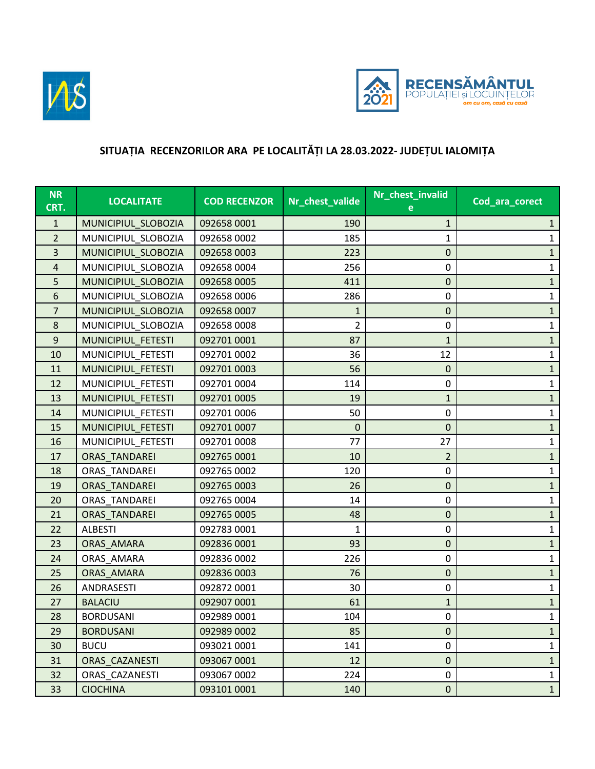## SITUAȚIA RECENZORILOR ARA PE LOCALITĂȚI LA 28.03.2022- JUDEȚUL IALOMIȚA

| NR CRT. | LOCALITATE | COD RECENZOR | Nr_chest_valide | Nr_chest_invalide | Cod_ara_corect |
|---|---|---|---|---|---|
| 1 | MUNICIPIUL_SLOBOZIA | 092658 0001 | 190 | 1 | 1 |
| 2 | MUNICIPIUL_SLOBOZIA | 092658 0002 | 185 | 1 | 1 |
| 3 | MUNICIPIUL_SLOBOZIA | 092658 0003 | 223 | 0 | 1 |
| 4 | MUNICIPIUL_SLOBOZIA | 092658 0004 | 256 | 0 | 1 |
| 5 | MUNICIPIUL_SLOBOZIA | 092658 0005 | 411 | 0 | 1 |
| 6 | MUNICIPIUL_SLOBOZIA | 092658 0006 | 286 | 0 | 1 |
| 7 | MUNICIPIUL_SLOBOZIA | 092658 0007 | 1 | 0 | 1 |
| 8 | MUNICIPIUL_SLOBOZIA | 092658 0008 | 2 | 0 | 1 |
| 9 | MUNICIPIUL_FETESTI | 092701 0001 | 87 | 1 | 1 |
| 10 | MUNICIPIUL_FETESTI | 092701 0002 | 36 | 12 | 1 |
| 11 | MUNICIPIUL_FETESTI | 092701 0003 | 56 | 0 | 1 |
| 12 | MUNICIPIUL_FETESTI | 092701 0004 | 114 | 0 | 1 |
| 13 | MUNICIPIUL_FETESTI | 092701 0005 | 19 | 1 | 1 |
| 14 | MUNICIPIUL_FETESTI | 092701 0006 | 50 | 0 | 1 |
| 15 | MUNICIPIUL_FETESTI | 092701 0007 | 0 | 0 | 1 |
| 16 | MUNICIPIUL_FETESTI | 092701 0008 | 77 | 27 | 1 |
| 17 | ORAS_TANDAREI | 092765 0001 | 10 | 2 | 1 |
| 18 | ORAS_TANDAREI | 092765 0002 | 120 | 0 | 1 |
| 19 | ORAS_TANDAREI | 092765 0003 | 26 | 0 | 1 |
| 20 | ORAS_TANDAREI | 092765 0004 | 14 | 0 | 1 |
| 21 | ORAS_TANDAREI | 092765 0005 | 48 | 0 | 1 |
| 22 | ALBESTI | 092783 0001 | 1 | 0 | 1 |
| 23 | ORAS_AMARA | 092836 0001 | 93 | 0 | 1 |
| 24 | ORAS_AMARA | 092836 0002 | 226 | 0 | 1 |
| 25 | ORAS_AMARA | 092836 0003 | 76 | 0 | 1 |
| 26 | ANDRASESTI | 092872 0001 | 30 | 0 | 1 |
| 27 | BALACIU | 092907 0001 | 61 | 1 | 1 |
| 28 | BORDUSANI | 092989 0001 | 104 | 0 | 1 |
| 29 | BORDUSANI | 092989 0002 | 85 | 0 | 1 |
| 30 | BUCU | 093021 0001 | 141 | 0 | 1 |
| 31 | ORAS_CAZANESTI | 093067 0001 | 12 | 0 | 1 |
| 32 | ORAS_CAZANESTI | 093067 0002 | 224 | 0 | 1 |
| 33 | CIOCHINA | 093101 0001 | 140 | 0 | 1 |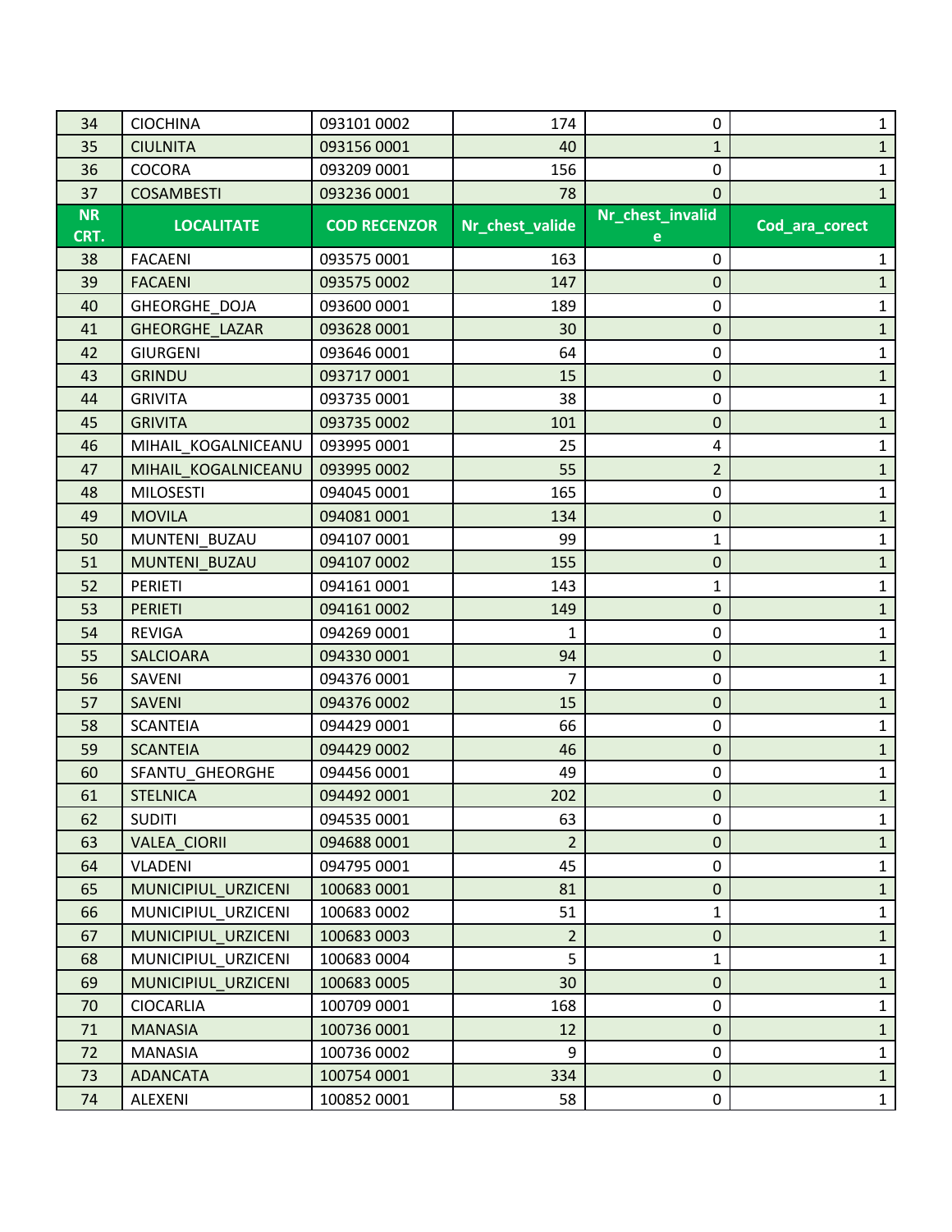| NR CRT. | LOCALITATE | COD RECENZOR | Nr_chest_valide | Nr_chest_invalide | Cod_ara_corect |
|---|---|---|---|---|---|
| 34 | CIOCHINA | 093101 0002 | 174 | 0 | 1 |
| 35 | CIULNITA | 093156 0001 | 40 | 1 | 1 |
| 36 | COCORA | 093209 0001 | 156 | 0 | 1 |
| 37 | COSAMBESTI | 093236 0001 | 78 | 0 | 1 |
| 38 | FACAENI | 093575 0001 | 163 | 0 | 1 |
| 39 | FACAENI | 093575 0002 | 147 | 0 | 1 |
| 40 | GHEORGHE_DOJA | 093600 0001 | 189 | 0 | 1 |
| 41 | GHEORGHE_LAZAR | 093628 0001 | 30 | 0 | 1 |
| 42 | GIURGENI | 093646 0001 | 64 | 0 | 1 |
| 43 | GRINDU | 093717 0001 | 15 | 0 | 1 |
| 44 | GRIVITA | 093735 0001 | 38 | 0 | 1 |
| 45 | GRIVITA | 093735 0002 | 101 | 0 | 1 |
| 46 | MIHAIL_KOGALNICEANU | 093995 0001 | 25 | 4 | 1 |
| 47 | MIHAIL_KOGALNICEANU | 093995 0002 | 55 | 2 | 1 |
| 48 | MILOSESTI | 094045 0001 | 165 | 0 | 1 |
| 49 | MOVILA | 094081 0001 | 134 | 0 | 1 |
| 50 | MUNTENI_BUZAU | 094107 0001 | 99 | 1 | 1 |
| 51 | MUNTENI_BUZAU | 094107 0002 | 155 | 0 | 1 |
| 52 | PERIETI | 094161 0001 | 143 | 1 | 1 |
| 53 | PERIETI | 094161 0002 | 149 | 0 | 1 |
| 54 | REVIGA | 094269 0001 | 1 | 0 | 1 |
| 55 | SALCIOARA | 094330 0001 | 94 | 0 | 1 |
| 56 | SAVENI | 094376 0001 | 7 | 0 | 1 |
| 57 | SAVENI | 094376 0002 | 15 | 0 | 1 |
| 58 | SCANTEIA | 094429 0001 | 66 | 0 | 1 |
| 59 | SCANTEIA | 094429 0002 | 46 | 0 | 1 |
| 60 | SFANTU_GHEORGHE | 094456 0001 | 49 | 0 | 1 |
| 61 | STELNICA | 094492 0001 | 202 | 0 | 1 |
| 62 | SUDITI | 094535 0001 | 63 | 0 | 1 |
| 63 | VALEA_CIORII | 094688 0001 | 2 | 0 | 1 |
| 64 | VLADENI | 094795 0001 | 45 | 0 | 1 |
| 65 | MUNICIPIUL_URZICENI | 100683 0001 | 81 | 0 | 1 |
| 66 | MUNICIPIUL_URZICENI | 100683 0002 | 51 | 1 | 1 |
| 67 | MUNICIPIUL_URZICENI | 100683 0003 | 2 | 0 | 1 |
| 68 | MUNICIPIUL_URZICENI | 100683 0004 | 5 | 1 | 1 |
| 69 | MUNICIPIUL_URZICENI | 100683 0005 | 30 | 0 | 1 |
| 70 | CIOCARLIA | 100709 0001 | 168 | 0 | 1 |
| 71 | MANASIA | 100736 0001 | 12 | 0 | 1 |
| 72 | MANASIA | 100736 0002 | 9 | 0 | 1 |
| 73 | ADANCATA | 100754 0001 | 334 | 0 | 1 |
| 74 | ALEXENI | 100852 0001 | 58 | 0 | 1 |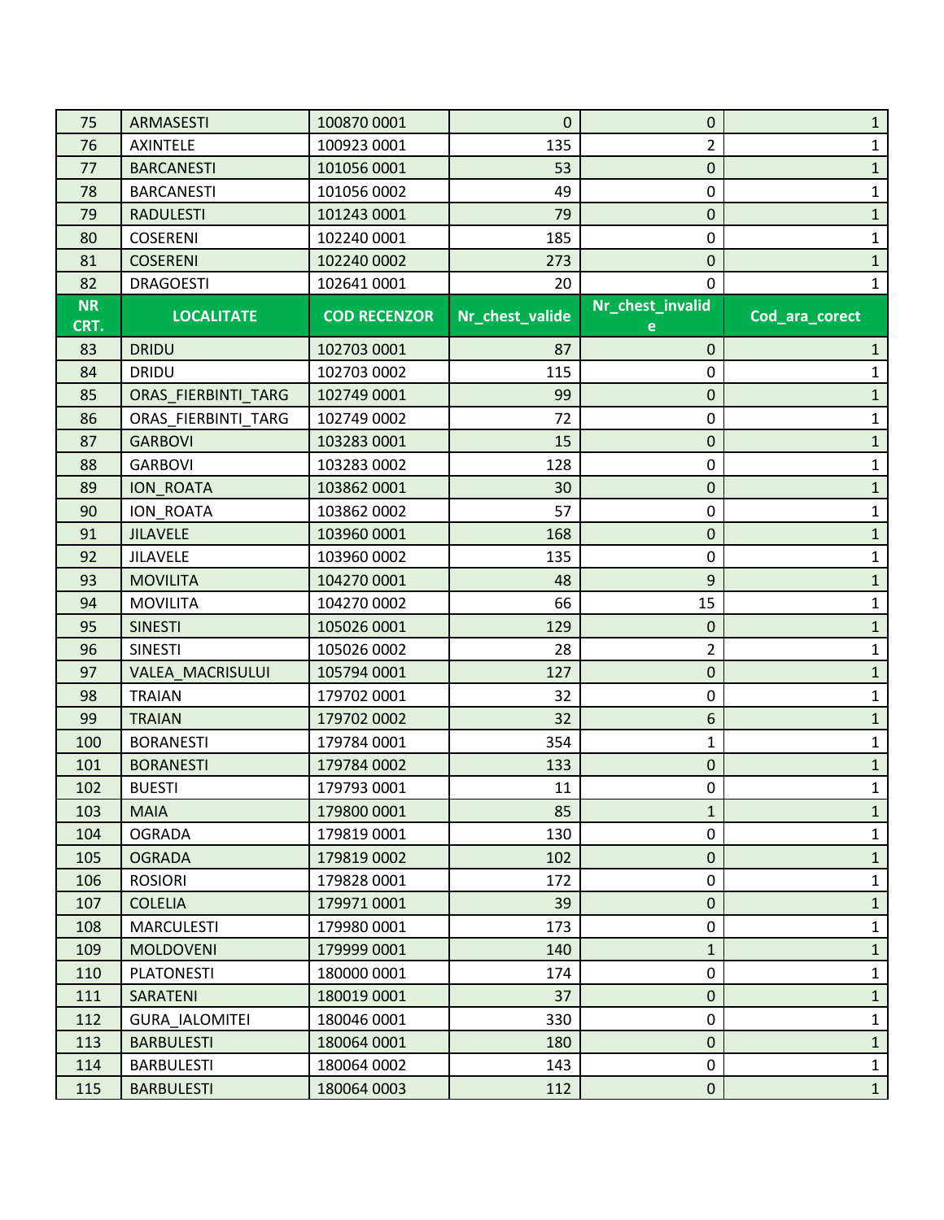| NR CRT. | LOCALITATE | COD RECENZOR | Nr_chest_valide | Nr_chest_invalide | Cod_ara_corect |
|---|---|---|---|---|---|
| 75 | ARMASESTI | 100870 0001 | 0 | 0 | 1 |
| 76 | AXINTELE | 100923 0001 | 135 | 2 | 1 |
| 77 | BARCANESTI | 101056 0001 | 53 | 0 | 1 |
| 78 | BARCANESTI | 101056 0002 | 49 | 0 | 1 |
| 79 | RADULESTI | 101243 0001 | 79 | 0 | 1 |
| 80 | COSERENI | 102240 0001 | 185 | 0 | 1 |
| 81 | COSERENI | 102240 0002 | 273 | 0 | 1 |
| 82 | DRAGOESTI | 102641 0001 | 20 | 0 | 1 |
| 83 | DRIDU | 102703 0001 | 87 | 0 | 1 |
| 84 | DRIDU | 102703 0002 | 115 | 0 | 1 |
| 85 | ORAS_FIERBINTI_TARG | 102749 0001 | 99 | 0 | 1 |
| 86 | ORAS_FIERBINTI_TARG | 102749 0002 | 72 | 0 | 1 |
| 87 | GARBOVI | 103283 0001 | 15 | 0 | 1 |
| 88 | GARBOVI | 103283 0002 | 128 | 0 | 1 |
| 89 | ION_ROATA | 103862 0001 | 30 | 0 | 1 |
| 90 | ION_ROATA | 103862 0002 | 57 | 0 | 1 |
| 91 | JILAVELE | 103960 0001 | 168 | 0 | 1 |
| 92 | JILAVELE | 103960 0002 | 135 | 0 | 1 |
| 93 | MOVILITA | 104270 0001 | 48 | 9 | 1 |
| 94 | MOVILITA | 104270 0002 | 66 | 15 | 1 |
| 95 | SINESTI | 105026 0001 | 129 | 0 | 1 |
| 96 | SINESTI | 105026 0002 | 28 | 2 | 1 |
| 97 | VALEA_MACRISULUI | 105794 0001 | 127 | 0 | 1 |
| 98 | TRAIAN | 179702 0001 | 32 | 0 | 1 |
| 99 | TRAIAN | 179702 0002 | 32 | 6 | 1 |
| 100 | BORANESTI | 179784 0001 | 354 | 1 | 1 |
| 101 | BORANESTI | 179784 0002 | 133 | 0 | 1 |
| 102 | BUESTI | 179793 0001 | 11 | 0 | 1 |
| 103 | MAIA | 179800 0001 | 85 | 1 | 1 |
| 104 | OGRADA | 179819 0001 | 130 | 0 | 1 |
| 105 | OGRADA | 179819 0002 | 102 | 0 | 1 |
| 106 | ROSIORI | 179828 0001 | 172 | 0 | 1 |
| 107 | COLELIA | 179971 0001 | 39 | 0 | 1 |
| 108 | MARCULESTI | 179980 0001 | 173 | 0 | 1 |
| 109 | MOLDOVENI | 179999 0001 | 140 | 1 | 1 |
| 110 | PLATONESTI | 180000 0001 | 174 | 0 | 1 |
| 111 | SARATENI | 180019 0001 | 37 | 0 | 1 |
| 112 | GURA_IALOMITEI | 180046 0001 | 330 | 0 | 1 |
| 113 | BARBULESTI | 180064 0001 | 180 | 0 | 1 |
| 114 | BARBULESTI | 180064 0002 | 143 | 0 | 1 |
| 115 | BARBULESTI | 180064 0003 | 112 | 0 | 1 |